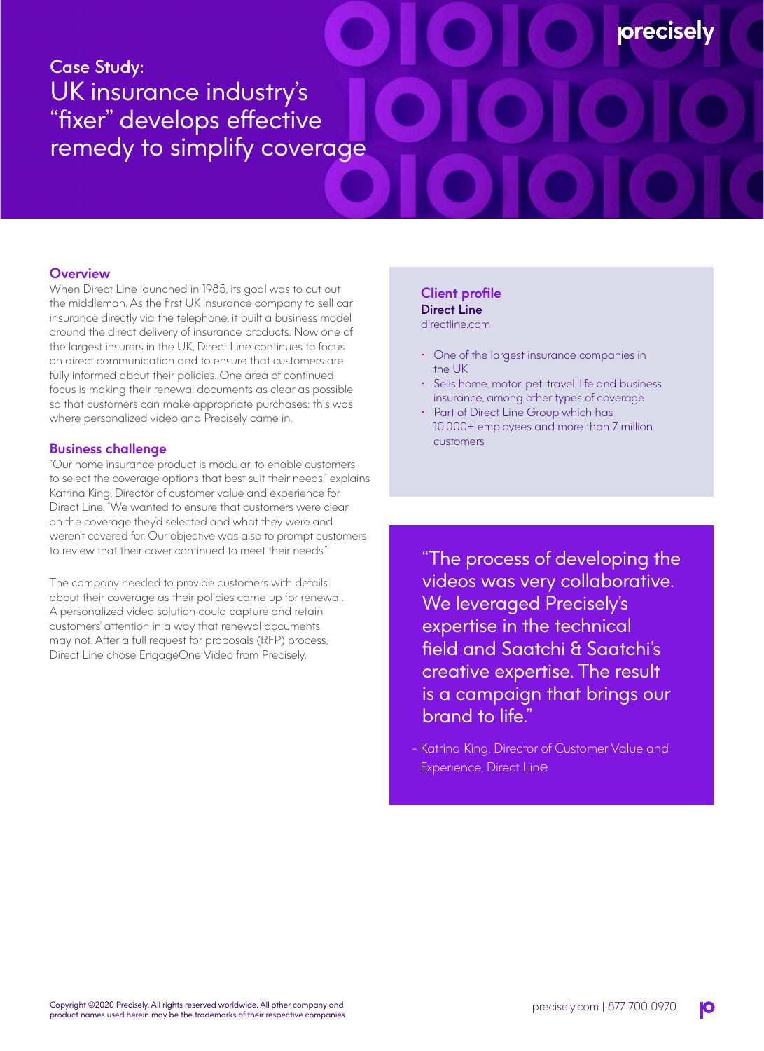precisely

Case Study:

# UK insurance industry's "fixer" develops effective remedy to simplify coverage

## Overview

When Direct Line launched in 1985, its goal was to cut out the middleman. As the first UK insurance company to sell car insurance directly via the telephone, it built a business model around the direct delivery of insurance products. Now one of the largest insurers in the UK, Direct Line continues to focus on direct communication and to ensure that customers are fully informed about their policies. One area of continued focus is making their renewal documents as clear as possible so that customers can make appropriate purchases; this was where personalized video and Precisely came in.

## Business challenge

"Our home insurance product is modular, to enable customers to select the coverage options that best suit their needs," explains Katrina King, Director of customer value and experience for Direct Line. "We wanted to ensure that customers were clear on the coverage they'd selected and what they were and weren't covered for. Our objective was also to prompt customers to review that their cover continued to meet their needs."

The company needed to provide customers with details about their coverage as their policies came up for renewal. A personalized video solution could capture and retain customers' attention in a way that renewal documents may not. After a full request for proposals (RFP) process, Direct Line chose EngageOne Video from Precisely.

## Client profile

**Direct Line**
directline.com

- One of the largest insurance companies in the UK
- Sells home, motor, pet, travel, life and business insurance, among other types of coverage
- Part of Direct Line Group which has 10,000+ employees and more than 7 million customers

> "The process of developing the videos was very collaborative. We leveraged Precisely's expertise in the technical field and Saatchi & Saatchi's creative expertise. The result is a campaign that brings our brand to life."
>
> \- Katrina King, Director of Customer Value and Experience, Direct Line

Copyright ©2020 Precisely. All rights reserved worldwide. All other company and product names used herein may be the trademarks of their respective companies.

precisely.com | 877 700 0970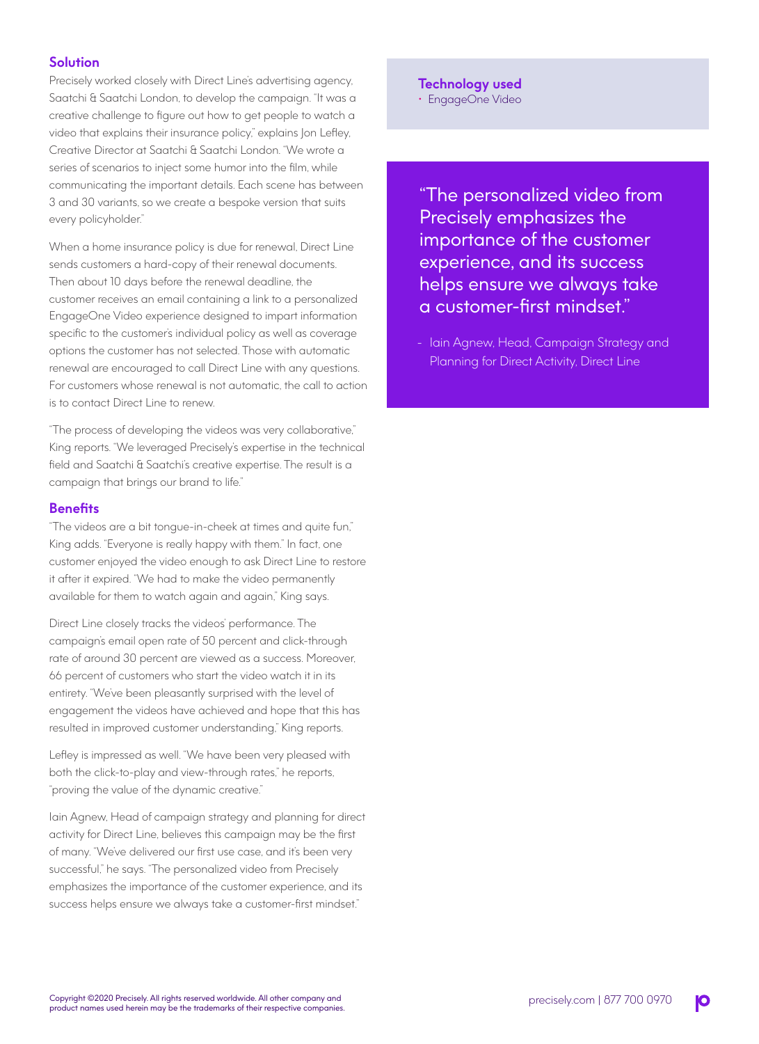## Solution

Precisely worked closely with Direct Line's advertising agency, Saatchi & Saatchi London, to develop the campaign. "It was a creative challenge to figure out how to get people to watch a video that explains their insurance policy," explains Jon Lefley, Creative Director at Saatchi & Saatchi London. "We wrote a series of scenarios to inject some humor into the film, while communicating the important details. Each scene has between 3 and 30 variants, so we create a bespoke version that suits every policyholder."

When a home insurance policy is due for renewal, Direct Line sends customers a hard-copy of their renewal documents. Then about 10 days before the renewal deadline, the customer receives an email containing a link to a personalized EngageOne Video experience designed to impart information specific to the customer's individual policy as well as coverage options the customer has not selected. Those with automatic renewal are encouraged to call Direct Line with any questions. For customers whose renewal is not automatic, the call to action is to contact Direct Line to renew.

"The process of developing the videos was very collaborative," King reports. "We leveraged Precisely's expertise in the technical field and Saatchi & Saatchi's creative expertise. The result is a campaign that brings our brand to life."

## Benefits

"The videos are a bit tongue-in-cheek at times and quite fun," King adds. "Everyone is really happy with them." In fact, one customer enjoyed the video enough to ask Direct Line to restore it after it expired. "We had to make the video permanently available for them to watch again and again," King says.

Direct Line closely tracks the videos' performance. The campaign's email open rate of 50 percent and click-through rate of around 30 percent are viewed as a success. Moreover, 66 percent of customers who start the video watch it in its entirety. "We've been pleasantly surprised with the level of engagement the videos have achieved and hope that this has resulted in improved customer understanding," King reports.

Lefley is impressed as well. "We have been very pleased with both the click-to-play and view-through rates," he reports, "proving the value of the dynamic creative."

Iain Agnew, Head of campaign strategy and planning for direct activity for Direct Line, believes this campaign may be the first of many. "We've delivered our first use case, and it's been very successful," he says. "The personalized video from Precisely emphasizes the importance of the customer experience, and its success helps ensure we always take a customer-first mindset."

### Technology used

- EngageOne Video

> "The personalized video from Precisely emphasizes the importance of the customer experience, and its success helps ensure we always take a customer-first mindset."
>
> – Iain Agnew, Head, Campaign Strategy and Planning for Direct Activity, Direct Line

Copyright ©2020 Precisely. All rights reserved worldwide. All other company and product names used herein may be the trademarks of their respective companies.

precisely.com | 877 700 0970